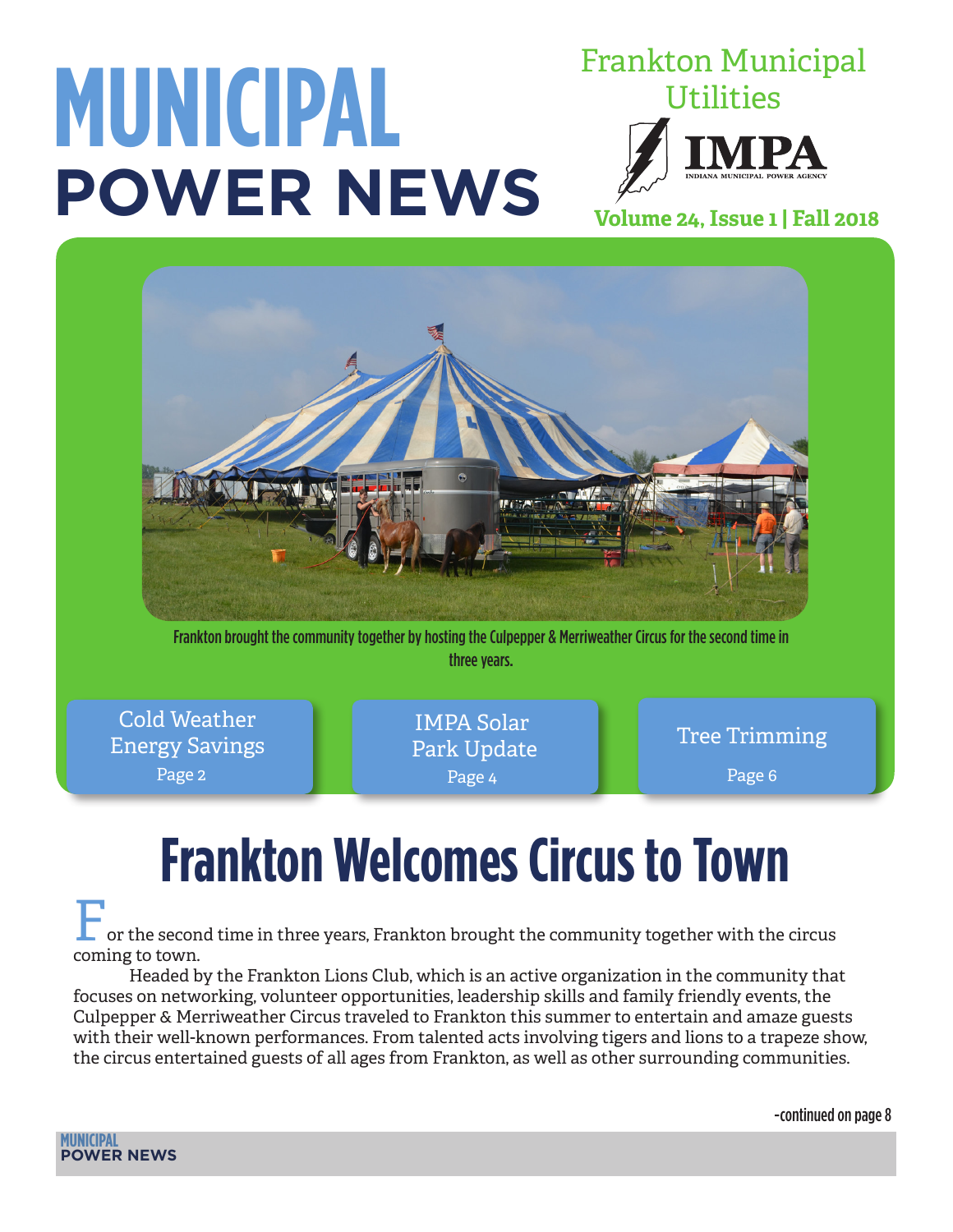# MUNICIPAL POWER NEWS

Frankton Municipal Utilities

IMPA
INDIANA MUNICIPAL POWER AGENCY

**Volume 24, Issue 1 | Fall 2018**

Frankton brought the community together by hosting the Culpepper & Merriweather Circus for the second time in three years.

Cold Weather Energy Savings
Page 2

IMPA Solar Park Update
Page 4

Tree Trimming
Page 6

# Frankton Welcomes Circus to Town

For the second time in three years, Frankton brought the community together with the circus coming to town.

Headed by the Frankton Lions Club, which is an active organization in the community that focuses on networking, volunteer opportunities, leadership skills and family friendly events, the Culpepper & Merriweather Circus traveled to Frankton this summer to entertain and amaze guests with their well-known performances. From talented acts involving tigers and lions to a trapeze show, the circus entertained guests of all ages from Frankton, as well as other surrounding communities.

-continued on page 8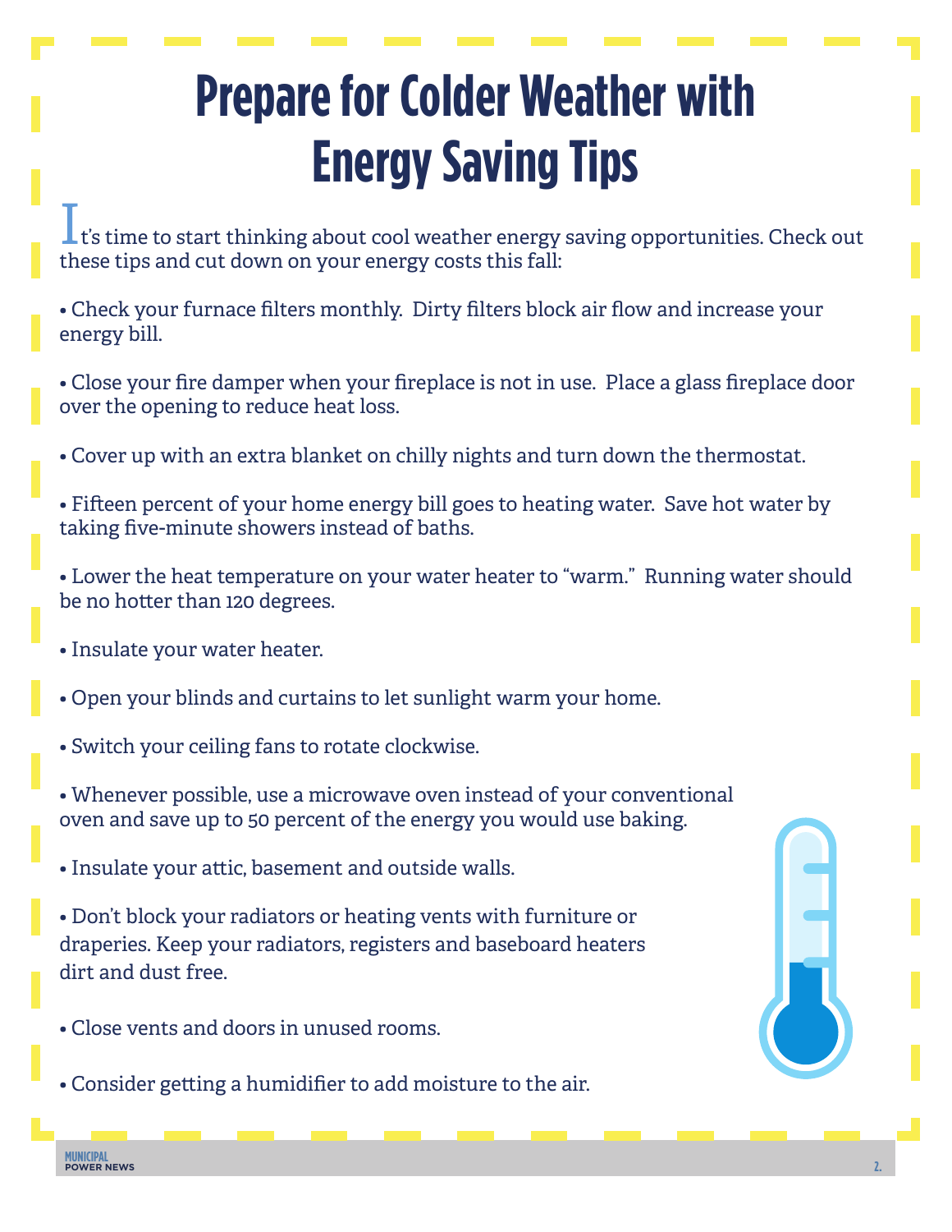# Prepare for Colder Weather with Energy Saving Tips

It's time to start thinking about cool weather energy saving opportunities. Check out these tips and cut down on your energy costs this fall:

- Check your furnace filters monthly. Dirty filters block air flow and increase your energy bill.

- Close your fire damper when your fireplace is not in use. Place a glass fireplace door over the opening to reduce heat loss.

- Cover up with an extra blanket on chilly nights and turn down the thermostat.

- Fifteen percent of your home energy bill goes to heating water. Save hot water by taking five-minute showers instead of baths.

- Lower the heat temperature on your water heater to "warm." Running water should be no hotter than 120 degrees.

- Insulate your water heater.

- Open your blinds and curtains to let sunlight warm your home.

- Switch your ceiling fans to rotate clockwise.

- Whenever possible, use a microwave oven instead of your conventional oven and save up to 50 percent of the energy you would use baking.

- Insulate your attic, basement and outside walls.

- Don't block your radiators or heating vents with furniture or draperies. Keep your radiators, registers and baseboard heaters dirt and dust free.

- Close vents and doors in unused rooms.

- Consider getting a humidifier to add moisture to the air.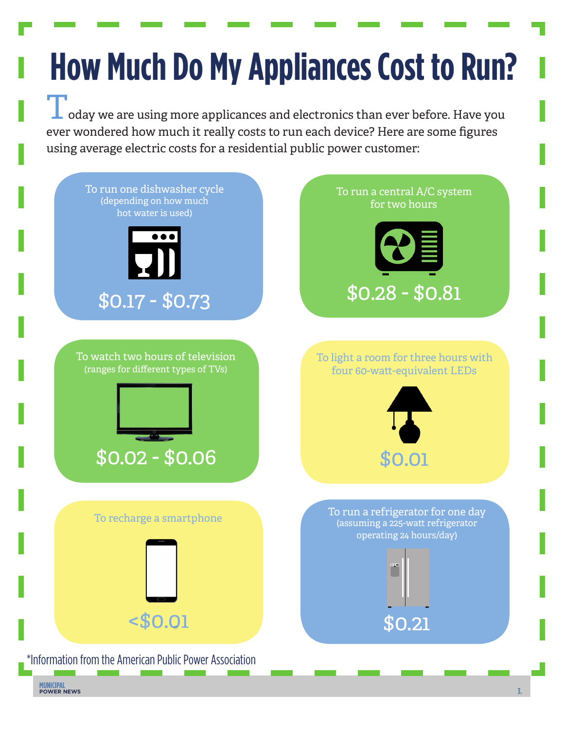# How Much Do My Appliances Cost to Run?

Today we are using more applicances and electronics than ever before. Have you ever wondered how much it really costs to run each device? Here are some figures using average electric costs for a residential public power customer:

**To run one dishwasher cycle**
(depending on how much hot water is used)

**$0.17 - $0.73**

**To run a central A/C system for two hours**

**$0.28 - $0.81**

**To watch two hours of television**
(ranges for different types of TVs)

**$0.02 - $0.06**

**To light a room for three hours with four 60-watt-equivalent LEDs**

**$0.01**

**To recharge a smartphone**

**<$0.01**

**To run a refrigerator for one day**
(assuming a 225-watt refrigerator operating 24 hours/day)

**$0.21**

*Information from the American Public Power Association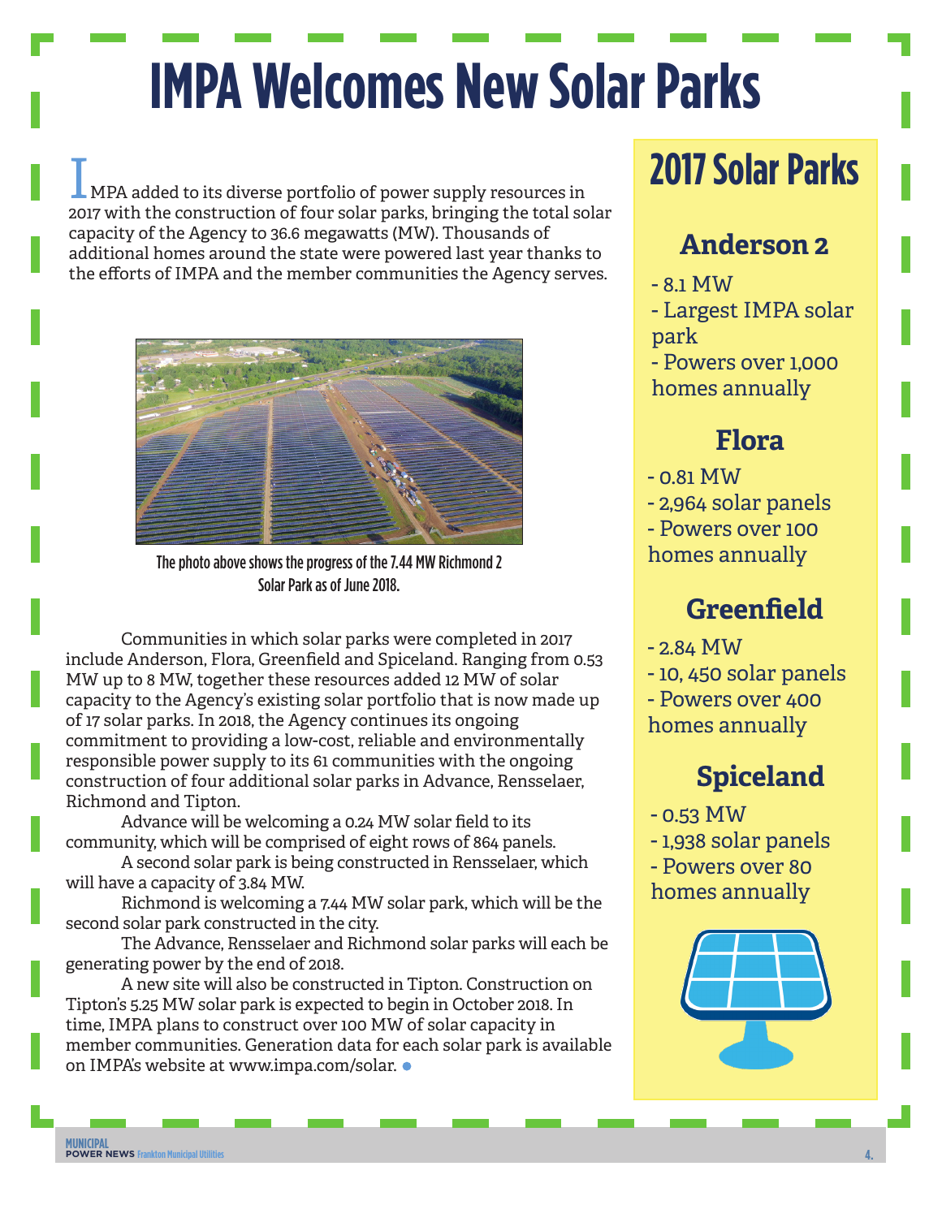# IMPA Welcomes New Solar Parks

IMPA added to its diverse portfolio of power supply resources in 2017 with the construction of four solar parks, bringing the total solar capacity of the Agency to 36.6 megawatts (MW). Thousands of additional homes around the state were powered last year thanks to the efforts of IMPA and the member communities the Agency serves.

The photo above shows the progress of the 7.44 MW Richmond 2 Solar Park as of June 2018.

Communities in which solar parks were completed in 2017 include Anderson, Flora, Greenfield and Spiceland. Ranging from 0.53 MW up to 8 MW, together these resources added 12 MW of solar capacity to the Agency's existing solar portfolio that is now made up of 17 solar parks. In 2018, the Agency continues its ongoing commitment to providing a low-cost, reliable and environmentally responsible power supply to its 61 communities with the ongoing construction of four additional solar parks in Advance, Rensselaer, Richmond and Tipton.

Advance will be welcoming a 0.24 MW solar field to its community, which will be comprised of eight rows of 864 panels.

A second solar park is being constructed in Rensselaer, which will have a capacity of 3.84 MW.

Richmond is welcoming a 7.44 MW solar park, which will be the second solar park constructed in the city.

The Advance, Rensselaer and Richmond solar parks will each be generating power by the end of 2018.

A new site will also be constructed in Tipton. Construction on Tipton's 5.25 MW solar park is expected to begin in October 2018. In time, IMPA plans to construct over 100 MW of solar capacity in member communities. Generation data for each solar park is available on IMPA's website at www.impa.com/solar.

## 2017 Solar Parks

### Anderson 2

- 8.1 MW
- Largest IMPA solar park
- Powers over 1,000 homes annually

### Flora

- 0.81 MW
- 2,964 solar panels
- Powers over 100 homes annually

### Greenfield

- 2.84 MW
- 10, 450 solar panels
- Powers over 400 homes annually

### Spiceland

- 0.53 MW
- 1,938 solar panels
- Powers over 80 homes annually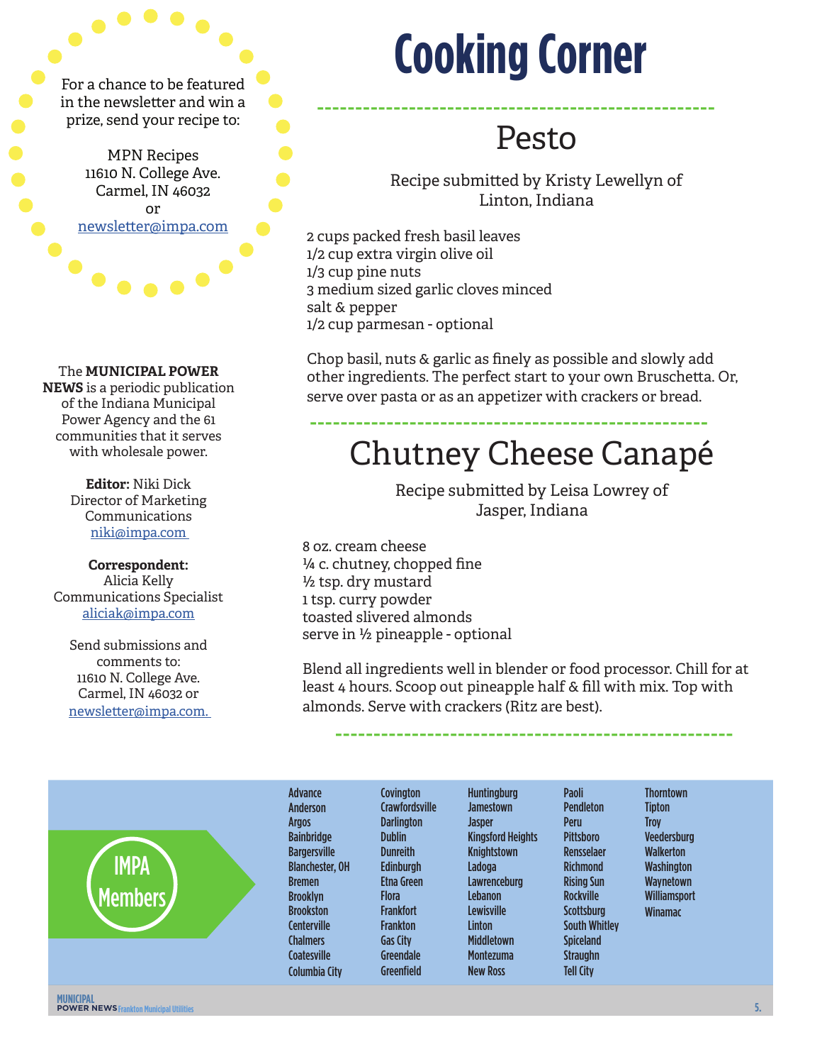# Cooking Corner

## Pesto

Recipe submitted by Kristy Lewellyn of Linton, Indiana

2 cups packed fresh basil leaves
1/2 cup extra virgin olive oil
1/3 cup pine nuts
3 medium sized garlic cloves minced
salt & pepper
1/2 cup parmesan - optional

Chop basil, nuts & garlic as finely as possible and slowly add other ingredients. The perfect start to your own Bruschetta. Or, serve over pasta or as an appetizer with crackers or bread.

## Chutney Cheese Canapé

Recipe submitted by Leisa Lowrey of Jasper, Indiana

8 oz. cream cheese
¼ c. chutney, chopped fine
½ tsp. dry mustard
1 tsp. curry powder
toasted slivered almonds
serve in ½ pineapple - optional

Blend all ingredients well in blender or food processor. Chill for at least 4 hours. Scoop out pineapple half & fill with mix. Top with almonds. Serve with crackers (Ritz are best).

For a chance to be featured in the newsletter and win a prize, send your recipe to:

MPN Recipes
11610 N. College Ave.
Carmel, IN 46032
or
newsletter@impa.com

The **MUNICIPAL POWER NEWS** is a periodic publication of the Indiana Municipal Power Agency and the 61 communities that it serves with wholesale power.

**Editor:** Niki Dick
Director of Marketing Communications
niki@impa.com

**Correspondent:**
Alicia Kelly
Communications Specialist
aliciak@impa.com

Send submissions and comments to:
11610 N. College Ave.
Carmel, IN 46032 or
newsletter@impa.com.

## IMPA Members

Advance
Anderson
Argos
Bainbridge
Bargersville
Blanchester, OH
Bremen
Brooklyn
Brookston
Centerville
Chalmers
Coatesville
Columbia City
Covington
Crawfordsville
Darlington
Dublin
Dunreith
Edinburgh
Etna Green
Flora
Frankfort
Frankton
Gas City
Greendale
Greenfield
Huntingburg
Jamestown
Jasper
Kingsford Heights
Knightstown
Ladoga
Lawrenceburg
Lebanon
Lewisville
Linton
Middletown
Montezuma
New Ross
Paoli
Pendleton
Peru
Pittsboro
Rensselaer
Richmond
Rising Sun
Rockville
Scottsburg
South Whitley
Spiceland
Straughn
Tell City
Thorntown
Tipton
Troy
Veedersburg
Walkerton
Washington
Waynetown
Williamsport
Winamac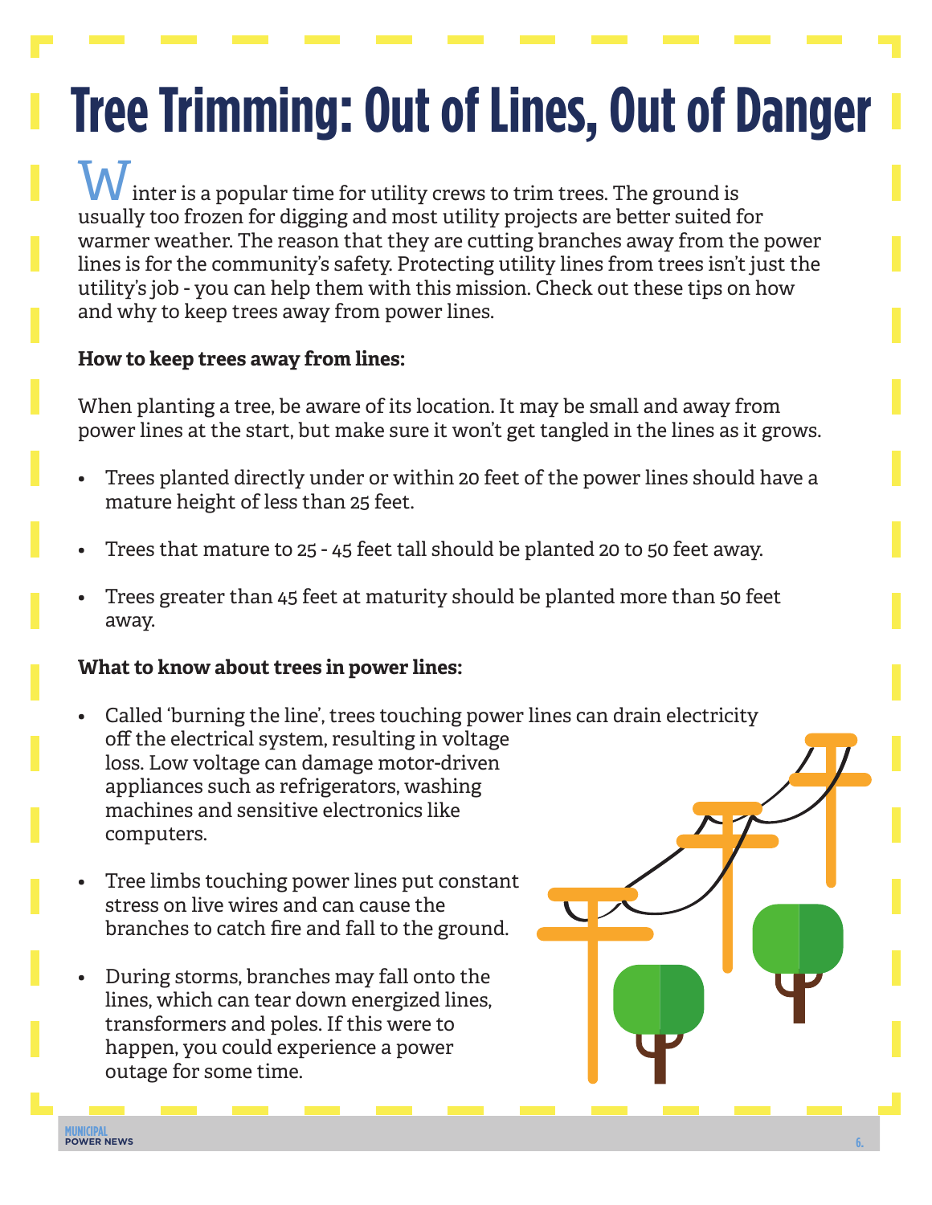# Tree Trimming: Out of Lines, Out of Danger

Winter is a popular time for utility crews to trim trees. The ground is usually too frozen for digging and most utility projects are better suited for warmer weather. The reason that they are cutting branches away from the power lines is for the community's safety. Protecting utility lines from trees isn't just the utility's job - you can help them with this mission. Check out these tips on how and why to keep trees away from power lines.

**How to keep trees away from lines:**

When planting a tree, be aware of its location. It may be small and away from power lines at the start, but make sure it won't get tangled in the lines as it grows.

- Trees planted directly under or within 20 feet of the power lines should have a mature height of less than 25 feet.
- Trees that mature to 25 - 45 feet tall should be planted 20 to 50 feet away.
- Trees greater than 45 feet at maturity should be planted more than 50 feet away.

**What to know about trees in power lines:**

- Called 'burning the line', trees touching power lines can drain electricity off the electrical system, resulting in voltage loss. Low voltage can damage motor-driven appliances such as refrigerators, washing machines and sensitive electronics like computers.
- Tree limbs touching power lines put constant stress on live wires and can cause the branches to catch fire and fall to the ground.
- During storms, branches may fall onto the lines, which can tear down energized lines, transformers and poles. If this were to happen, you could experience a power outage for some time.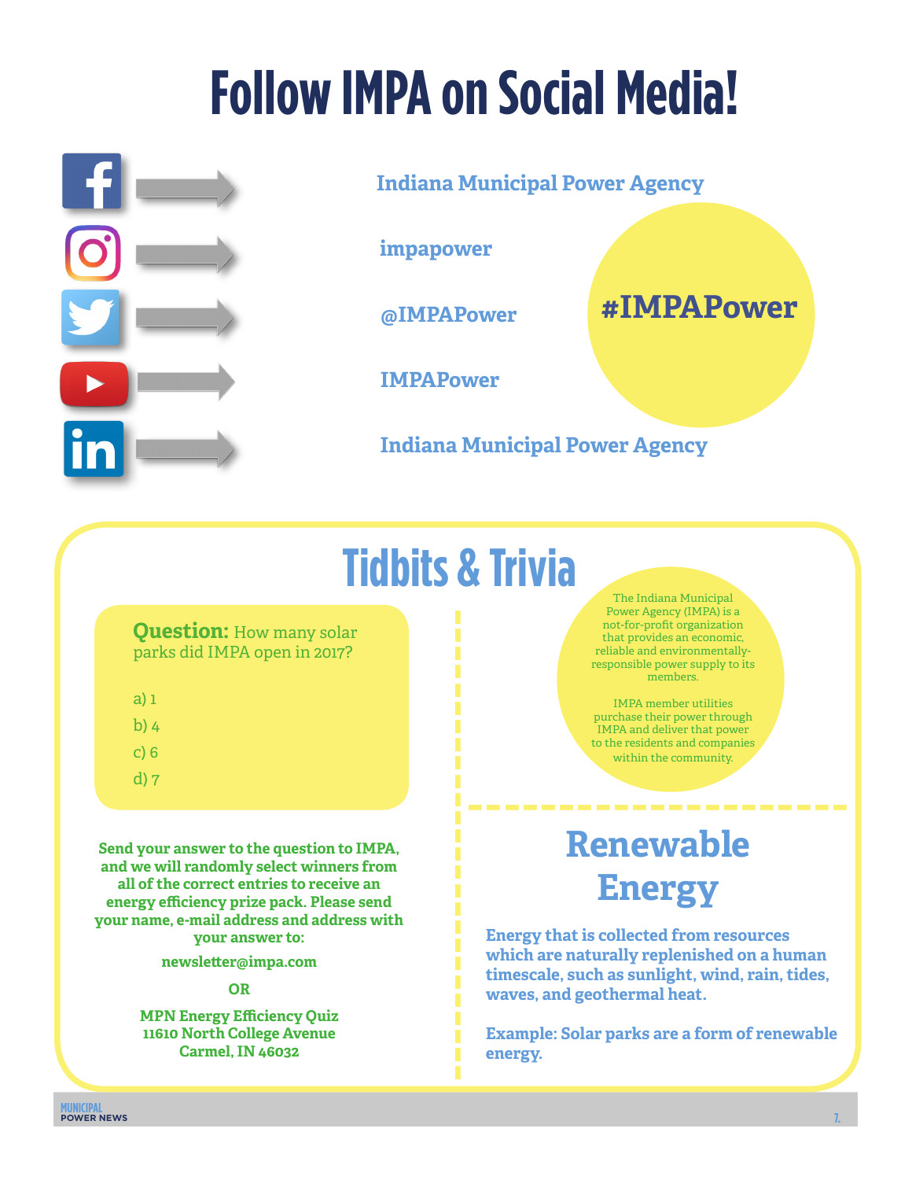# Follow IMPA on Social Media!

- Facebook → Indana Municipal Power Agency
- Instagram → impapower
- Twitter → @IMPAPower
- YouTube → IMPAPower
- LinkedIn → Indiana Municipal Power Agency

**#IMPAPower**

## Tidbits & Trivia

**Question:** How many solar parks did IMPA open in 2017?

a) 1
b) 4
c) 6
d) 7

**Send your answer to the question to IMPA, and we will randomly select winners from all of the correct entries to receive an energy efficiency prize pack. Please send your name, e-mail address and address with your answer to:**

**newsletter@impa.com**

**OR**

**MPN Energy Efficiency Quiz**
**11610 North College Avenue**
**Carmel, IN 46032**

The Indiana Municipal Power Agency (IMPA) is a not-for-profit organization that provides an economic, reliable and environmentally-responsible power supply to its members.

IMPA member utilities purchase their power through IMPA and deliver that power to the residents and companies within the community.

## Renewable Energy

**Energy that is collected from resources which are naturally replenished on a human timescale, such as sunlight, wind, rain, tides, waves, and geothermal heat.**

**Example: Solar parks are a form of renewable energy.**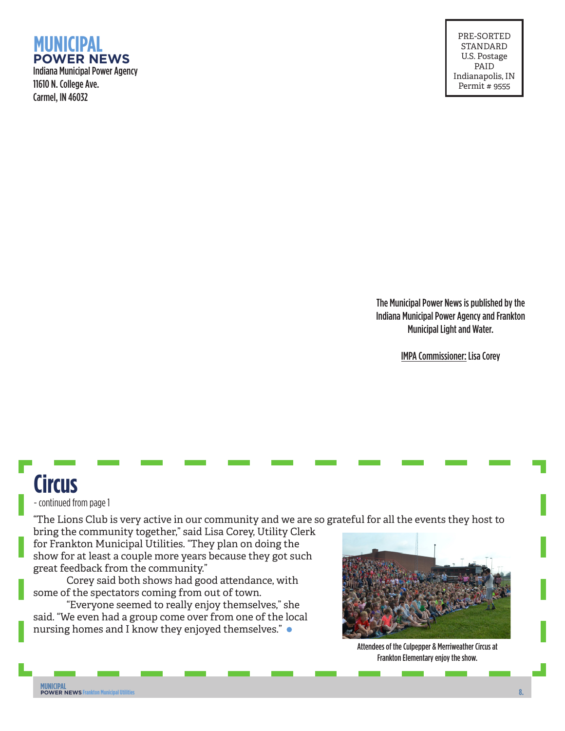**MUNICIPAL POWER NEWS**
Indiana Municipal Power Agency
11610 N. College Ave.
Carmel, IN 46032

PRE-SORTED
STANDARD
U.S. Postage
PAID
Indianapolis, IN
Permit # 9555

The Municipal Power News is published by the Indiana Municipal Power Agency and Frankton Municipal Light and Water.

IMPA Commissioner: Lisa Corey

# Circus

- continued from page 1

"The Lions Club is very active in our community and we are so grateful for all the events they host to bring the community together," said Lisa Corey, Utility Clerk for Frankton Municipal Utilities. "They plan on doing the show for at least a couple more years because they got such great feedback from the community."

Corey said both shows had good attendance, with some of the spectators coming from out of town.

"Everyone seemed to really enjoy themselves," she said. "We even had a group come over from one of the local nursing homes and I know they enjoyed themselves."

Attendees of the Culpepper & Merriweather Circus at Frankton Elementary enjoy the show.